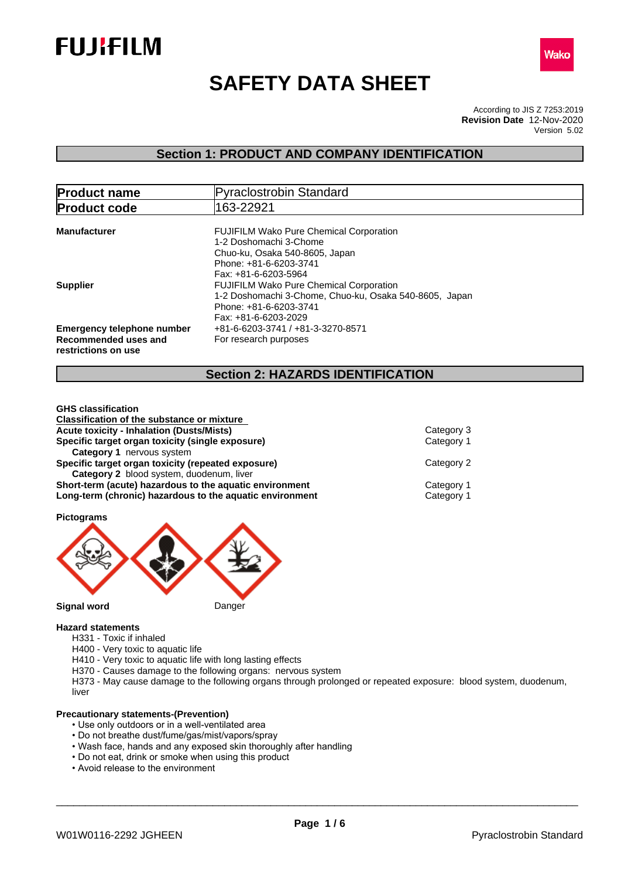FUJIFILM

Wako

# SAFETY DATA SHEET

According to JIS Z 7253:2019
**Revision Date** 12-Nov-2020
Version 5.02

## Section 1: PRODUCT AND COMPANY IDENTIFICATION

| **Product name** | Pyraclostrobin Standard |
|---|---|
| **Product code** | 163-22921 |

**Manufacturer**
FUJIFILM Wako Pure Chemical Corporation
1-2 Doshomachi 3-Chome
Chuo-ku, Osaka 540-8605, Japan
Phone: +81-6-6203-3741
Fax: +81-6-6203-5964

**Supplier**
FUJIFILM Wako Pure Chemical Corporation
1-2 Doshomachi 3-Chome, Chuo-ku, Osaka 540-8605, Japan
Phone: +81-6-6203-3741
Fax: +81-6-6203-2029

**Emergency telephone number** +81-6-6203-3741 / +81-3-3270-8571

**Recommended uses and restrictions on use** For research purposes

## Section 2: HAZARDS IDENTIFICATION

**GHS classification**

**Classification of the substance or mixture**

| | |
|---|---|
| **Acute toxicity - Inhalation (Dusts/Mists)** | Category 3 |
| **Specific target organ toxicity (single exposure)** | Category 1 |
| **Category 1** nervous system | |
| **Specific target organ toxicity (repeated exposure)** | Category 2 |
| **Category 2** blood system, duodenum, liver | |
| **Short-term (acute) hazardous to the aquatic environment** | Category 1 |
| **Long-term (chronic) hazardous to the aquatic environment** | Category 1 |

**Pictograms**

**Signal word** Danger

**Hazard statements**

H331 - Toxic if inhaled
H400 - Very toxic to aquatic life
H410 - Very toxic to aquatic life with long lasting effects
H370 - Causes damage to the following organs: nervous system
H373 - May cause damage to the following organs through prolonged or repeated exposure: blood system, duodenum, liver

**Precautionary statements-(Prevention)**

- Use only outdoors or in a well-ventilated area
- Do not breathe dust/fume/gas/mist/vapors/spray
- Wash face, hands and any exposed skin thoroughly after handling
- Do not eat, drink or smoke when using this product
- Avoid release to the environment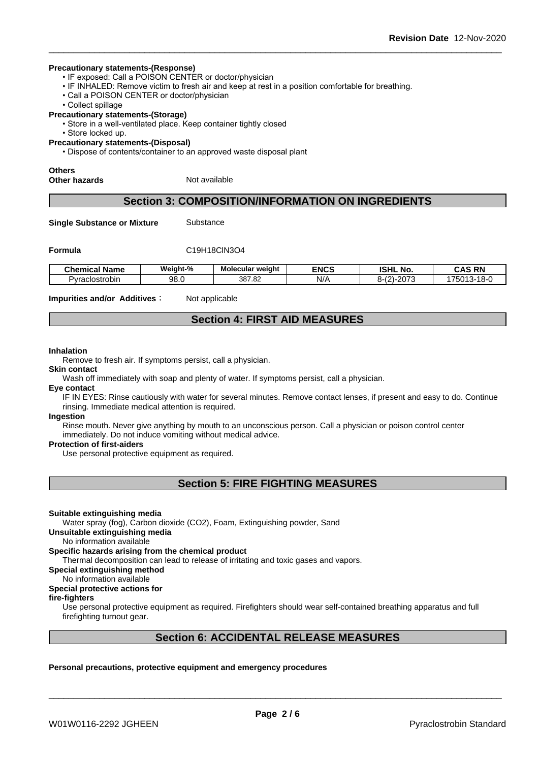**Precautionary statements-(Response)**

- IF exposed: Call a POISON CENTER or doctor/physician
- IF INHALED: Remove victim to fresh air and keep at rest in a position comfortable for breathing.
- Call a POISON CENTER or doctor/physician
- Collect spillage

**Precautionary statements-(Storage)**

- Store in a well-ventilated place. Keep container tightly closed
- Store locked up.

**Precautionary statements-(Disposal)**

- Dispose of contents/container to an approved waste disposal plant

**Others**

**Other hazards** Not available

## Section 3: COMPOSITION/INFORMATION ON INGREDIENTS

**Single Substance or Mixture** Substance

**Formula** C19H18ClN3O4

| Chemical Name | Weight-% | Molecular weight | ENCS | ISHL No. | CAS RN |
|---|---|---|---|---|---|
| Pyraclostrobin | 98.0 | 387.82 | N/A | 8-(2)-2073 | 175013-18-0 |

**Impurities and/or Additives**： Not applicable

## Section 4: FIRST AID MEASURES

**Inhalation**

Remove to fresh air. If symptoms persist, call a physician.

**Skin contact**

Wash off immediately with soap and plenty of water. If symptoms persist, call a physician.

**Eye contact**

IF IN EYES: Rinse cautiously with water for several minutes. Remove contact lenses, if present and easy to do. Continue rinsing. Immediate medical attention is required.

**Ingestion**

Rinse mouth. Never give anything by mouth to an unconscious person. Call a physician or poison control center immediately. Do not induce vomiting without medical advice.

**Protection of first-aiders**

Use personal protective equipment as required.

## Section 5: FIRE FIGHTING MEASURES

**Suitable extinguishing media**

Water spray (fog), Carbon dioxide (CO2), Foam, Extinguishing powder, Sand

**Unsuitable extinguishing media**

No information available

**Specific hazards arising from the chemical product**

Thermal decomposition can lead to release of irritating and toxic gases and vapors.

**Special extinguishing method**

No information available

**Special protective actions for fire-fighters**

Use personal protective equipment as required. Firefighters should wear self-contained breathing apparatus and full firefighting turnout gear.

## Section 6: ACCIDENTAL RELEASE MEASURES

**Personal precautions, protective equipment and emergency procedures**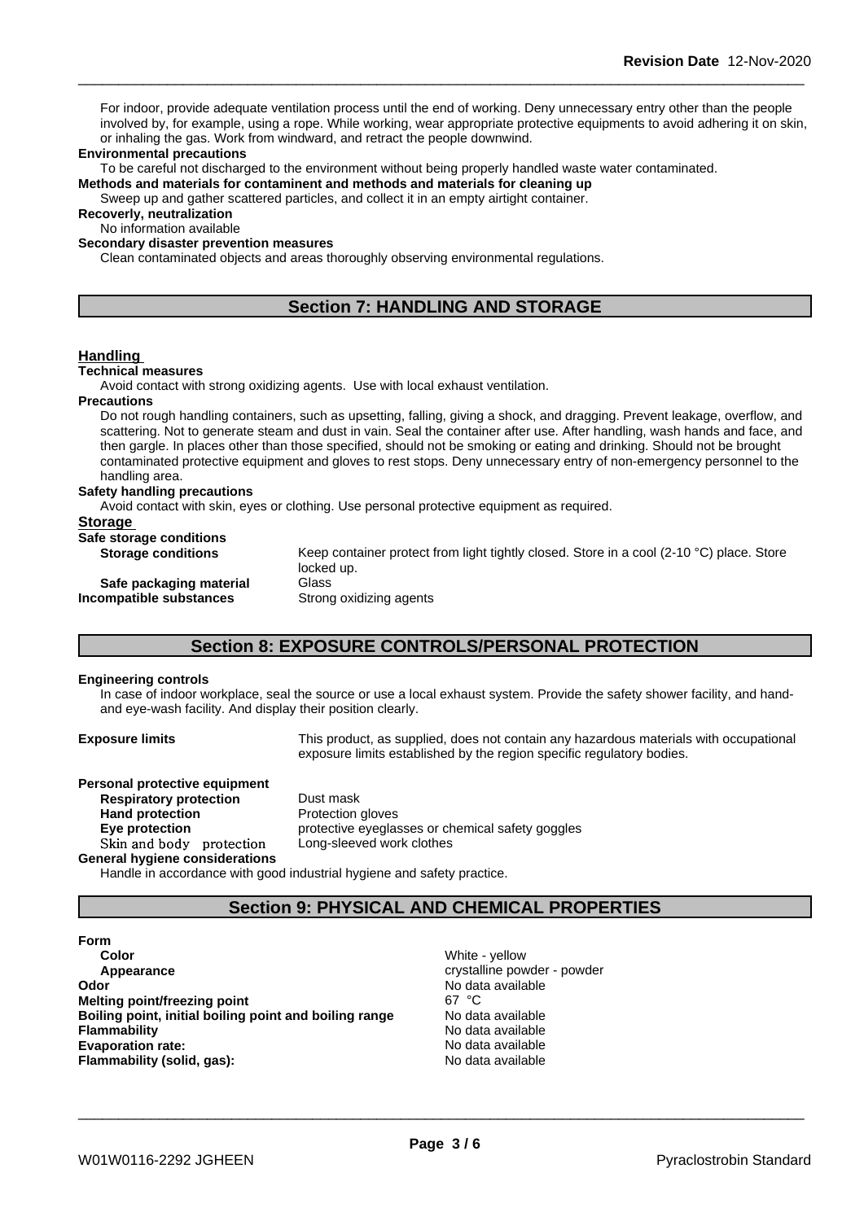For indoor, provide adequate ventilation process until the end of working. Deny unnecessary entry other than the people involved by, for example, using a rope. While working, wear appropriate protective equipments to avoid adhering it on skin, or inhaling the gas. Work from windward, and retract the people downwind.

**Environmental precautions**

To be careful not discharged to the environment without being properly handled waste water contaminated.

**Methods and materials for contaminent and methods and materials for cleaning up**

Sweep up and gather scattered particles, and collect it in an empty airtight container.

**Recoverly, neutralization**

No information available

**Secondary disaster prevention measures**

Clean contaminated objects and areas thoroughly observing environmental regulations.

## Section 7: HANDLING AND STORAGE

### Handling

**Technical measures**

Avoid contact with strong oxidizing agents. Use with local exhaust ventilation.

**Precautions**

Do not rough handling containers, such as upsetting, falling, giving a shock, and dragging. Prevent leakage, overflow, and scattering. Not to generate steam and dust in vain. Seal the container after use. After handling, wash hands and face, and then gargle. In places other than those specified, should not be smoking or eating and drinking. Should not be brought contaminated protective equipment and gloves to rest stops. Deny unnecessary entry of non-emergency personnel to the handling area.

**Safety handling precautions**

Avoid contact with skin, eyes or clothing. Use personal protective equipment as required.

### Storage

**Safe storage conditions**

**Storage conditions** Keep container protect from light tightly closed. Store in a cool (2-10 °C) place. Store locked up.

**Safe packaging material** Glass

**Incompatible substances** Strong oxidizing agents

## Section 8: EXPOSURE CONTROLS/PERSONAL PROTECTION

**Engineering controls**

In case of indoor workplace, seal the source or use a local exhaust system. Provide the safety shower facility, and hand-and eye-wash facility. And display their position clearly.

**Exposure limits** This product, as supplied, does not contain any hazardous materials with occupational exposure limits established by the region specific regulatory bodies.

**Personal protective equipment**

- **Respiratory protection** Dust mask
- **Hand protection** Protection gloves
- **Eye protection** protective eyeglasses or chemical safety goggles
- **Skin and body protection** Long-sleeved work clothes

**General hygiene considerations**

Handle in accordance with good industrial hygiene and safety practice.

## Section 9: PHYSICAL AND CHEMICAL PROPERTIES

**Form**

| | |
|---|---|
| **Color** | White - yellow |
| **Appearance** | crystalline powder - powder |
| **Odor** | No data available |
| **Melting point/freezing point** | 67 °C |
| **Boiling point, initial boiling point and boiling range** | No data available |
| **Flammability** | No data available |
| **Evaporation rate:** | No data available |
| **Flammability (solid, gas):** | No data available |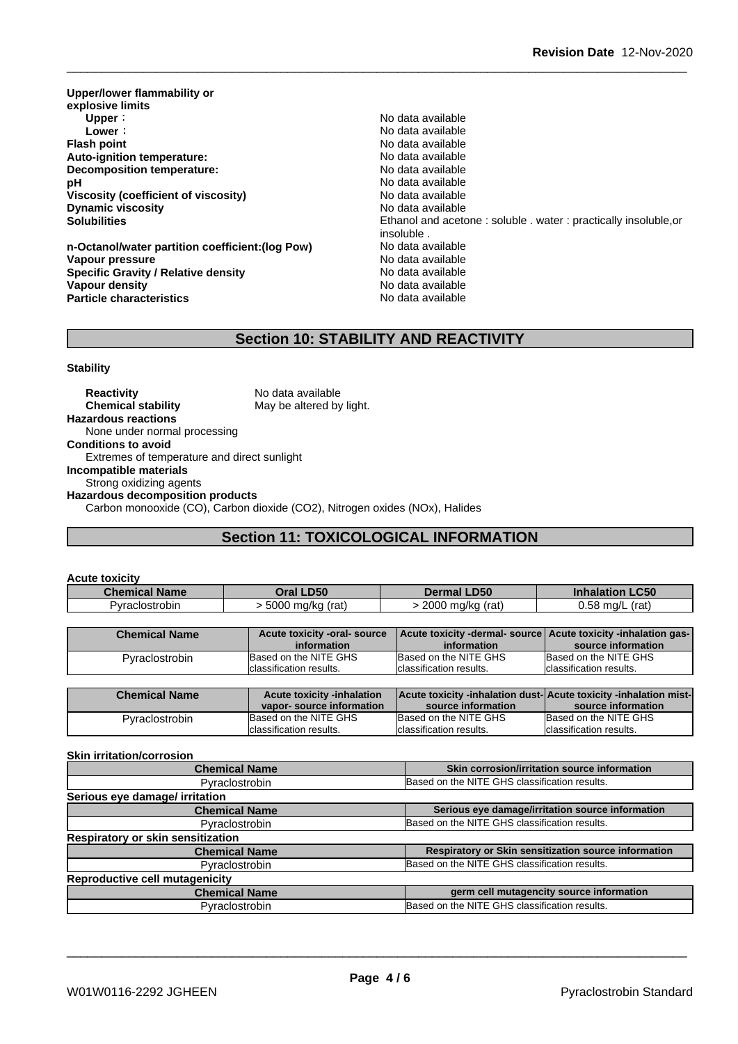| | |
|---|---|
| **Upper/lower flammability or explosive limits** | |
| **Upper**： | No data available |
| **Lower**： | No data available |
| **Flash point** | No data available |
| **Auto-ignition temperature:** | No data available |
| **Decomposition temperature:** | No data available |
| **pH** | No data available |
| **Viscosity (coefficient of viscosity)** | No data available |
| **Dynamic viscosity** | No data available |
| **Solubilities** | Ethanol and acetone : soluble . water : practically insoluble,or insoluble . |
| **n-Octanol/water partition coefficient:(log Pow)** | No data available |
| **Vapour pressure** | No data available |
| **Specific Gravity / Relative density** | No data available |
| **Vapour density** | No data available |
| **Particle characteristics** | No data available |

## Section 10: STABILITY AND REACTIVITY

**Stability**

**Reactivity** No data available
**Chemical stability** May be altered by light.

**Hazardous reactions**
None under normal processing

**Conditions to avoid**
Extremes of temperature and direct sunlight

**Incompatible materials**
Strong oxidizing agents

**Hazardous decomposition products**
Carbon monooxide (CO), Carbon dioxide ($CO_2$), Nitrogen oxides ($NO_x$), Halides

## Section 11: TOXICOLOGICAL INFORMATION

**Acute toxicity**

| Chemical Name | Oral LD50 | Dermal LD50 | Inhalation LC50 |
|---|---|---|---|
| Pyraclostrobin | > 5000 mg/kg (rat) | > 2000 mg/kg (rat) | 0.58 mg/L (rat) |

| Chemical Name | Acute toxicity -oral- source information | Acute toxicity -dermal- source information | Acute toxicity -inhalation gas- source information |
|---|---|---|---|
| Pyraclostrobin | Based on the NITE GHS classification results. | Based on the NITE GHS classification results. | Based on the NITE GHS classification results. |

| Chemical Name | Acute toxicity -inhalation vapor- source information | Acute toxicity -inhalation dust- source information | Acute toxicity -inhalation mist- source information |
|---|---|---|---|
| Pyraclostrobin | Based on the NITE GHS classification results. | Based on the NITE GHS classification results. | Based on the NITE GHS classification results. |

**Skin irritation/corrosion**

| Chemical Name | Skin corrosion/irritation source information |
|---|---|
| Pyraclostrobin | Based on the NITE GHS classification results. |

**Serious eye damage/ irritation**

| Chemical Name | Serious eye damage/irritation source information |
|---|---|
| Pyraclostrobin | Based on the NITE GHS classification results. |

**Respiratory or skin sensitization**

| Chemical Name | Respiratory or Skin sensitization source information |
|---|---|
| Pyraclostrobin | Based on the NITE GHS classification results. |

**Reproductive cell mutagenicity**

| Chemical Name | germ cell mutagencity source information |
|---|---|
| Pyraclostrobin | Based on the NITE GHS classification results. |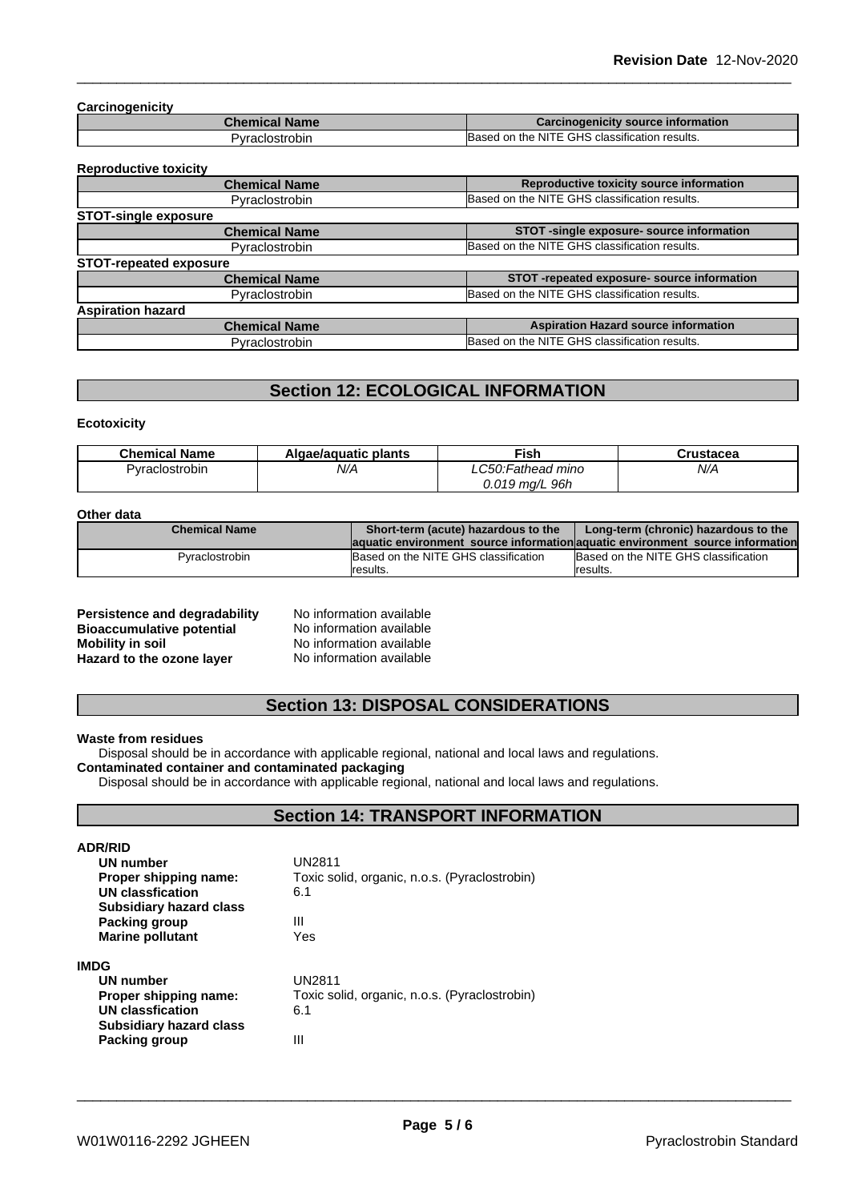**Carcinogenicity**

| Chemical Name | Carcinogenicity source information |
| --- | --- |
| Pyraclostrobin | Based on the NITE GHS classification results. |

**Reproductive toxicity**

| Chemical Name | Reproductive toxicity source information |
| --- | --- |
| Pyraclostrobin | Based on the NITE GHS classification results. |

**STOT-single exposure**

| Chemical Name | STOT -single exposure- source information |
| --- | --- |
| Pyraclostrobin | Based on the NITE GHS classification results. |

**STOT-repeated exposure**

| Chemical Name | STOT -repeated exposure- source information |
| --- | --- |
| Pyraclostrobin | Based on the NITE GHS classification results. |

**Aspiration hazard**

| Chemical Name | Aspiration Hazard source information |
| --- | --- |
| Pyraclostrobin | Based on the NITE GHS classification results. |

## Section 12: ECOLOGICAL INFORMATION

**Ecotoxicity**

| Chemical Name | Algae/aquatic plants | Fish | Crustacea |
| --- | --- | --- | --- |
| Pyraclostrobin | *N/A* | *LC50:Fathead mino 0.019 mg/L 96h* | *N/A* |

**Other data**

| Chemical Name | Short-term (acute) hazardous to the aquatic environment source information | Long-term (chronic) hazardous to the aquatic environment source information |
| --- | --- | --- |
| Pyraclostrobin | Based on the NITE GHS classification results. | Based on the NITE GHS classification results. |

**Persistence and degradability** No information available
**Bioaccumulative potential** No information available
**Mobility in soil** No information available
**Hazard to the ozone layer** No information available

## Section 13: DISPOSAL CONSIDERATIONS

**Waste from residues**
Disposal should be in accordance with applicable regional, national and local laws and regulations.
**Contaminated container and contaminated packaging**
Disposal should be in accordance with applicable regional, national and local laws and regulations.

## Section 14: TRANSPORT INFORMATION

**ADR/RID**

**UN number** UN2811
**Proper shipping name:** Toxic solid, organic, n.o.s. (Pyraclostrobin)
**UN classfication** 6.1
**Subsidiary hazard class**
**Packing group** III
**Marine pollutant** Yes

**IMDG**

**UN number** UN2811
**Proper shipping name:** Toxic solid, organic, n.o.s. (Pyraclostrobin)
**UN classfication** 6.1
**Subsidiary hazard class**
**Packing group** III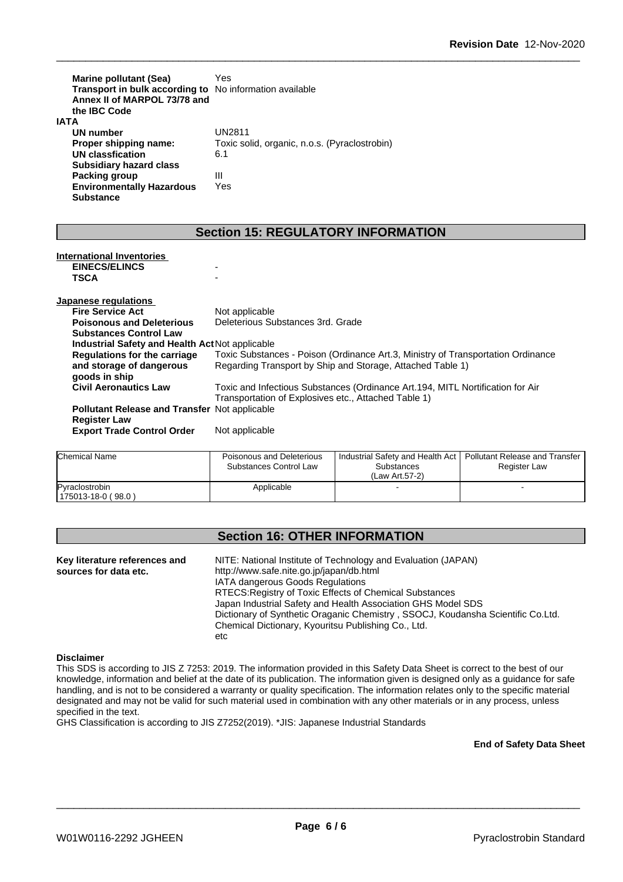**Marine pollutant (Sea)** Yes
**Transport in bulk according to Annex II of MARPOL 73/78 and the IBC Code** No information available

**IATA**

**UN number** UN2811
**Proper shipping name:** Toxic solid, organic, n.o.s. (Pyraclostrobin)
**UN classfication** 6.1
**Subsidiary hazard class**
**Packing group** III
**Environmentally Hazardous Substance** Yes

## Section 15: REGULATORY INFORMATION

**International Inventories**

**EINECS/ELINCS** -
**TSCA** -

**Japanese regulations**

**Fire Service Act** Not applicable
**Poisonous and Deleterious Substances Control Law** Deleterious Substances 3rd. Grade
**Industrial Safety and Health Act** Not applicable
**Regulations for the carriage and storage of dangerous goods in ship** Toxic Substances - Poison (Ordinance Art.3, Ministry of Transportation Ordinance Regarding Transport by Ship and Storage, Attached Table 1)
**Civil Aeronautics Law** Toxic and Infectious Substances (Ordinance Art.194, MITL Nortification for Air Transportation of Explosives etc., Attached Table 1)
**Pollutant Release and Transfer Register Law** Not applicable
**Export Trade Control Order** Not applicable

| Chemical Name | Poisonous and Deleterious Substances Control Law | Industrial Safety and Health Act Substances (Law Art.57-2) | Pollutant Release and Transfer Register Law |
|---|---|---|---|
| Pyraclostrobin 175013-18-0 ( 98.0 ) | Applicable | - | - |

## Section 16: OTHER INFORMATION

**Key literature references and sources for data etc.**

NITE: National Institute of Technology and Evaluation (JAPAN)
http://www.safe.nite.go.jp/japan/db.html
IATA dangerous Goods Regulations
RTECS:Registry of Toxic Effects of Chemical Substances
Japan Industrial Safety and Health Association GHS Model SDS
Dictionary of Synthetic Oraganic Chemistry , SSOCJ, Koudansha Scientific Co.Ltd.
Chemical Dictionary, Kyouritsu Publishing Co., Ltd.
etc

**Disclaimer**

This SDS is according to JIS Z 7253: 2019. The information provided in this Safety Data Sheet is correct to the best of our knowledge, information and belief at the date of its publication. The information given is designed only as a guidance for safe handling, and is not to be considered a warranty or quality specification. The information relates only to the specific material designated and may not be valid for such material used in combination with any other materials or in any process, unless specified in the text.

GHS Classification is according to JIS Z7252(2019). *JIS: Japanese Industrial Standards

**End of Safety Data Sheet**